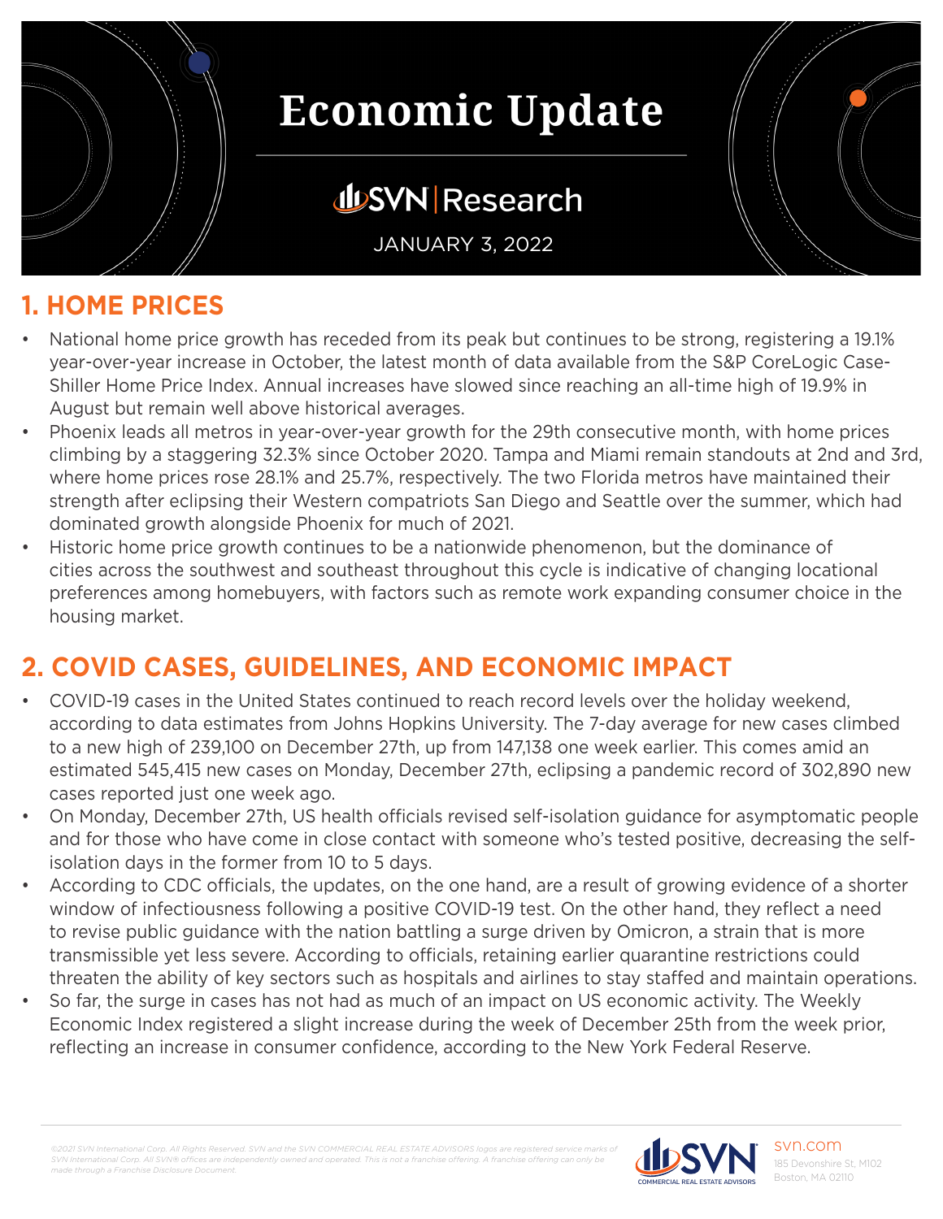# Economic Update

## SVN | Research

JANUARY 3, 2022

## 1. HOME PRICES

- National home price growth has receded from its peak but continues to be strong, registering a 19.1% year-over-year increase in October, the latest month of data available from the S&P CoreLogic Case-Shiller Home Price Index. Annual increases have slowed since reaching an all-time high of 19.9% in August but remain well above historical averages.
- Phoenix leads all metros in year-over-year growth for the 29th consecutive month, with home prices climbing by a staggering 32.3% since October 2020. Tampa and Miami remain standouts at 2nd and 3rd, where home prices rose 28.1% and 25.7%, respectively. The two Florida metros have maintained their strength after eclipsing their Western compatriots San Diego and Seattle over the summer, which had dominated growth alongside Phoenix for much of 2021.
- Historic home price growth continues to be a nationwide phenomenon, but the dominance of cities across the southwest and southeast throughout this cycle is indicative of changing locational preferences among homebuyers, with factors such as remote work expanding consumer choice in the housing market.

## 2. COVID CASES, GUIDELINES, AND ECONOMIC IMPACT

- COVID-19 cases in the United States continued to reach record levels over the holiday weekend, according to data estimates from Johns Hopkins University. The 7-day average for new cases climbed to a new high of 239,100 on December 27th, up from 147,138 one week earlier. This comes amid an estimated 545,415 new cases on Monday, December 27th, eclipsing a pandemic record of 302,890 new cases reported just one week ago.
- On Monday, December 27th, US health officials revised self-isolation guidance for asymptomatic people and for those who have come in close contact with someone who's tested positive, decreasing the self-isolation days in the former from 10 to 5 days.
- According to CDC officials, the updates, on the one hand, are a result of growing evidence of a shorter window of infectiousness following a positive COVID-19 test. On the other hand, they reflect a need to revise public guidance with the nation battling a surge driven by Omicron, a strain that is more transmissible yet less severe. According to officials, retaining earlier quarantine restrictions could threaten the ability of key sectors such as hospitals and airlines to stay staffed and maintain operations.
- So far, the surge in cases has not had as much of an impact on US economic activity. The Weekly Economic Index registered a slight increase during the week of December 25th from the week prior, reflecting an increase in consumer confidence, according to the New York Federal Reserve.

*©2021 SVN International Corp. All Rights Reserved. SVN and the SVN COMMERCIAL REAL ESTATE ADVISORS logos are registered service marks of SVN International Corp. All SVN® offices are independently owned and operated. This is not a franchise offering. A franchise offering can only be made through a Franchise Disclosure Document.*

SVN COMMERCIAL REAL ESTATE ADVISORS

svn.com
185 Devonshire St, M102
Boston, MA 02110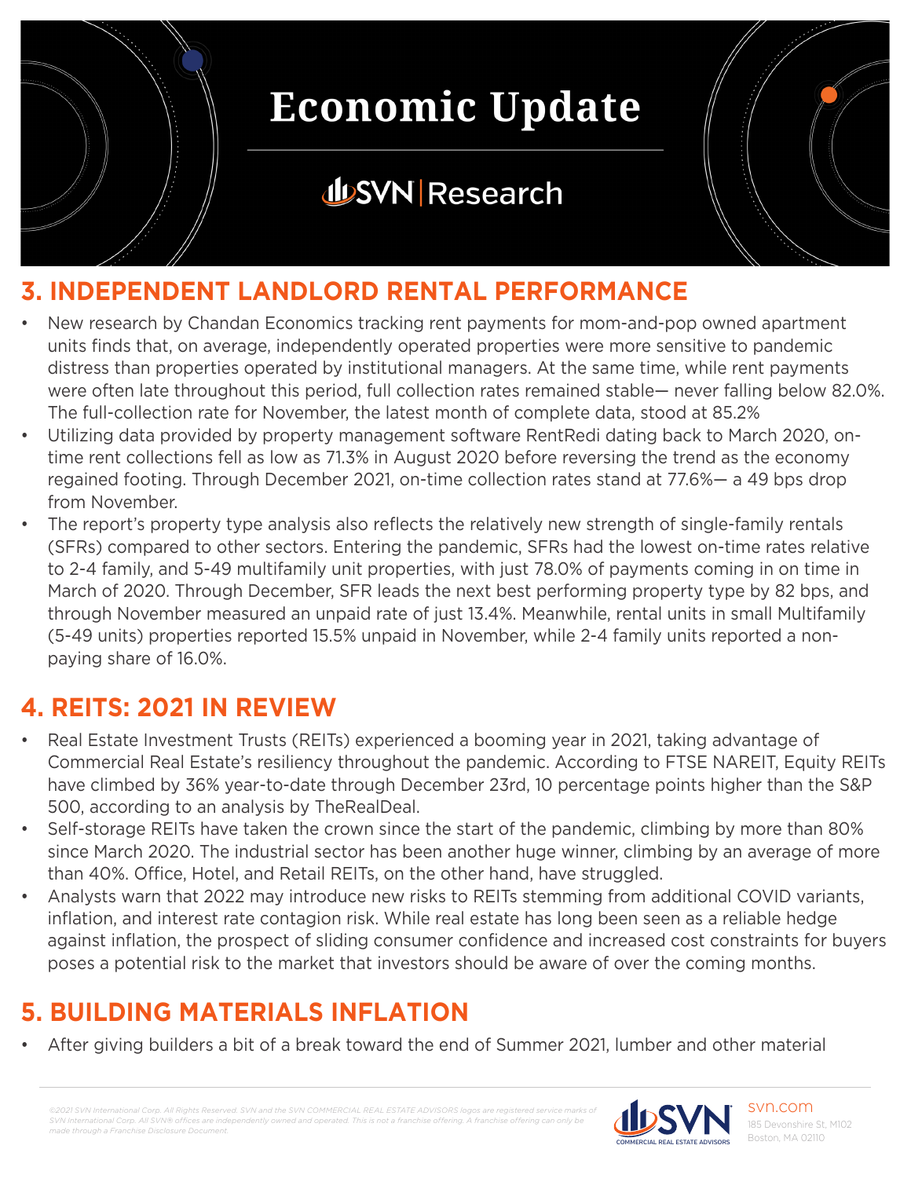## 3. INDEPENDENT LANDLORD RENTAL PERFORMANCE

- New research by Chandan Economics tracking rent payments for mom-and-pop owned apartment units finds that, on average, independently operated properties were more sensitive to pandemic distress than properties operated by institutional managers. At the same time, while rent payments were often late throughout this period, full collection rates remained stable— never falling below 82.0%. The full-collection rate for November, the latest month of complete data, stood at 85.2%
- Utilizing data provided by property management software RentRedi dating back to March 2020, on-time rent collections fell as low as 71.3% in August 2020 before reversing the trend as the economy regained footing. Through December 2021, on-time collection rates stand at 77.6%— a 49 bps drop from November.
- The report's property type analysis also reflects the relatively new strength of single-family rentals (SFRs) compared to other sectors. Entering the pandemic, SFRs had the lowest on-time rates relative to 2-4 family, and 5-49 multifamily unit properties, with just 78.0% of payments coming in on time in March of 2020. Through December, SFR leads the next best performing property type by 82 bps, and through November measured an unpaid rate of just 13.4%. Meanwhile, rental units in small Multifamily (5-49 units) properties reported 15.5% unpaid in November, while 2-4 family units reported a non-paying share of 16.0%.

## 4. REITS: 2021 IN REVIEW

- Real Estate Investment Trusts (REITs) experienced a booming year in 2021, taking advantage of Commercial Real Estate's resiliency throughout the pandemic. According to FTSE NAREIT, Equity REITs have climbed by 36% year-to-date through December 23rd, 10 percentage points higher than the S&P 500, according to an analysis by TheRealDeal.
- Self-storage REITs have taken the crown since the start of the pandemic, climbing by more than 80% since March 2020. The industrial sector has been another huge winner, climbing by an average of more than 40%. Office, Hotel, and Retail REITs, on the other hand, have struggled.
- Analysts warn that 2022 may introduce new risks to REITs stemming from additional COVID variants, inflation, and interest rate contagion risk. While real estate has long been seen as a reliable hedge against inflation, the prospect of sliding consumer confidence and increased cost constraints for buyers poses a potential risk to the market that investors should be aware of over the coming months.

## 5. BUILDING MATERIALS INFLATION

- After giving builders a bit of a break toward the end of Summer 2021, lumber and other material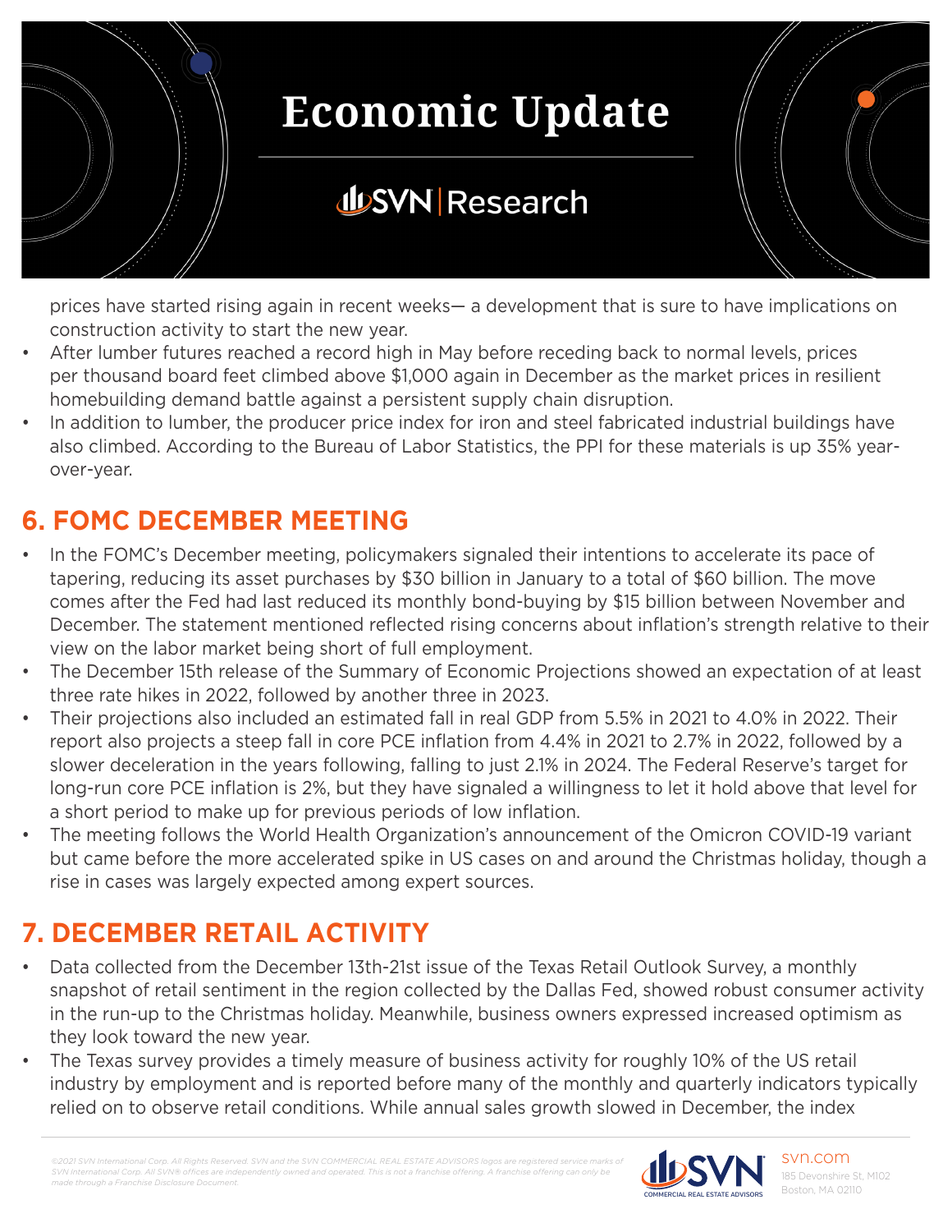prices have started rising again in recent weeks— a development that is sure to have implications on construction activity to start the new year.

- After lumber futures reached a record high in May before receding back to normal levels, prices per thousand board feet climbed above $1,000 again in December as the market prices in resilient homebuilding demand battle against a persistent supply chain disruption.
- In addition to lumber, the producer price index for iron and steel fabricated industrial buildings have also climbed. According to the Bureau of Labor Statistics, the PPI for these materials is up 35% year-over-year.

## 6. FOMC DECEMBER MEETING

- In the FOMC's December meeting, policymakers signaled their intentions to accelerate its pace of tapering, reducing its asset purchases by $30 billion in January to a total of $60 billion. The move comes after the Fed had last reduced its monthly bond-buying by $15 billion between November and December. The statement mentioned reflected rising concerns about inflation's strength relative to their view on the labor market being short of full employment.
- The December 15th release of the Summary of Economic Projections showed an expectation of at least three rate hikes in 2022, followed by another three in 2023.
- Their projections also included an estimated fall in real GDP from 5.5% in 2021 to 4.0% in 2022. Their report also projects a steep fall in core PCE inflation from 4.4% in 2021 to 2.7% in 2022, followed by a slower deceleration in the years following, falling to just 2.1% in 2024. The Federal Reserve's target for long-run core PCE inflation is 2%, but they have signaled a willingness to let it hold above that level for a short period to make up for previous periods of low inflation.
- The meeting follows the World Health Organization's announcement of the Omicron COVID-19 variant but came before the more accelerated spike in US cases on and around the Christmas holiday, though a rise in cases was largely expected among expert sources.

## 7. DECEMBER RETAIL ACTIVITY

- Data collected from the December 13th-21st issue of the Texas Retail Outlook Survey, a monthly snapshot of retail sentiment in the region collected by the Dallas Fed, showed robust consumer activity in the run-up to the Christmas holiday. Meanwhile, business owners expressed increased optimism as they look toward the new year.
- The Texas survey provides a timely measure of business activity for roughly 10% of the US retail industry by employment and is reported before many of the monthly and quarterly indicators typically relied on to observe retail conditions. While annual sales growth slowed in December, the index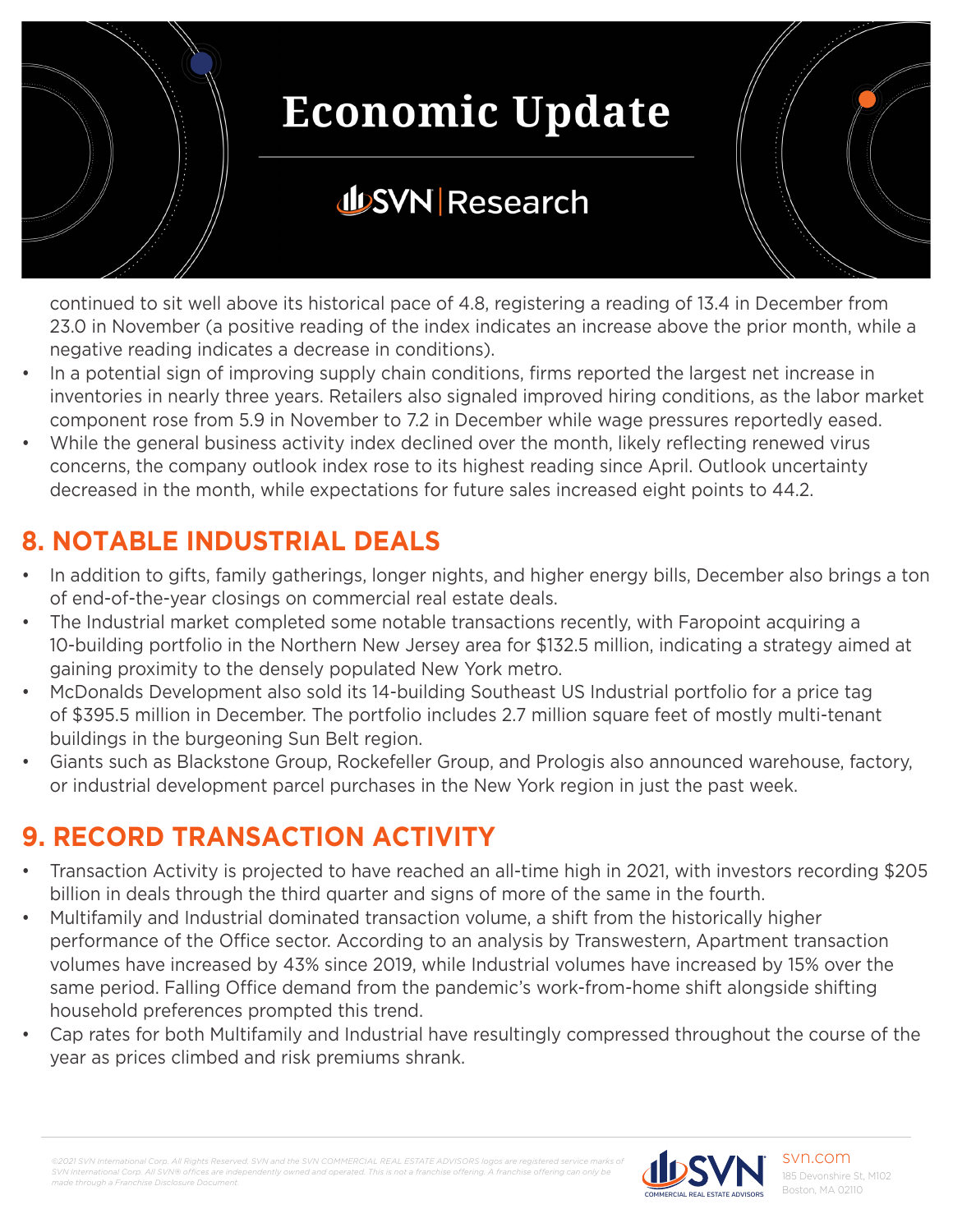continued to sit well above its historical pace of 4.8, registering a reading of 13.4 in December from 23.0 in November (a positive reading of the index indicates an increase above the prior month, while a negative reading indicates a decrease in conditions).

- In a potential sign of improving supply chain conditions, firms reported the largest net increase in inventories in nearly three years. Retailers also signaled improved hiring conditions, as the labor market component rose from 5.9 in November to 7.2 in December while wage pressures reportedly eased.
- While the general business activity index declined over the month, likely reflecting renewed virus concerns, the company outlook index rose to its highest reading since April. Outlook uncertainty decreased in the month, while expectations for future sales increased eight points to 44.2.

## 8. NOTABLE INDUSTRIAL DEALS

- In addition to gifts, family gatherings, longer nights, and higher energy bills, December also brings a ton of end-of-the-year closings on commercial real estate deals.
- The Industrial market completed some notable transactions recently, with Faropoint acquiring a 10-building portfolio in the Northern New Jersey area for $132.5 million, indicating a strategy aimed at gaining proximity to the densely populated New York metro.
- McDonalds Development also sold its 14-building Southeast US Industrial portfolio for a price tag of $395.5 million in December. The portfolio includes 2.7 million square feet of mostly multi-tenant buildings in the burgeoning Sun Belt region.
- Giants such as Blackstone Group, Rockefeller Group, and Prologis also announced warehouse, factory, or industrial development parcel purchases in the New York region in just the past week.

## 9. RECORD TRANSACTION ACTIVITY

- Transaction Activity is projected to have reached an all-time high in 2021, with investors recording $205 billion in deals through the third quarter and signs of more of the same in the fourth.
- Multifamily and Industrial dominated transaction volume, a shift from the historically higher performance of the Office sector. According to an analysis by Transwestern, Apartment transaction volumes have increased by 43% since 2019, while Industrial volumes have increased by 15% over the same period. Falling Office demand from the pandemic's work-from-home shift alongside shifting household preferences prompted this trend.
- Cap rates for both Multifamily and Industrial have resultingly compressed throughout the course of the year as prices climbed and risk premiums shrank.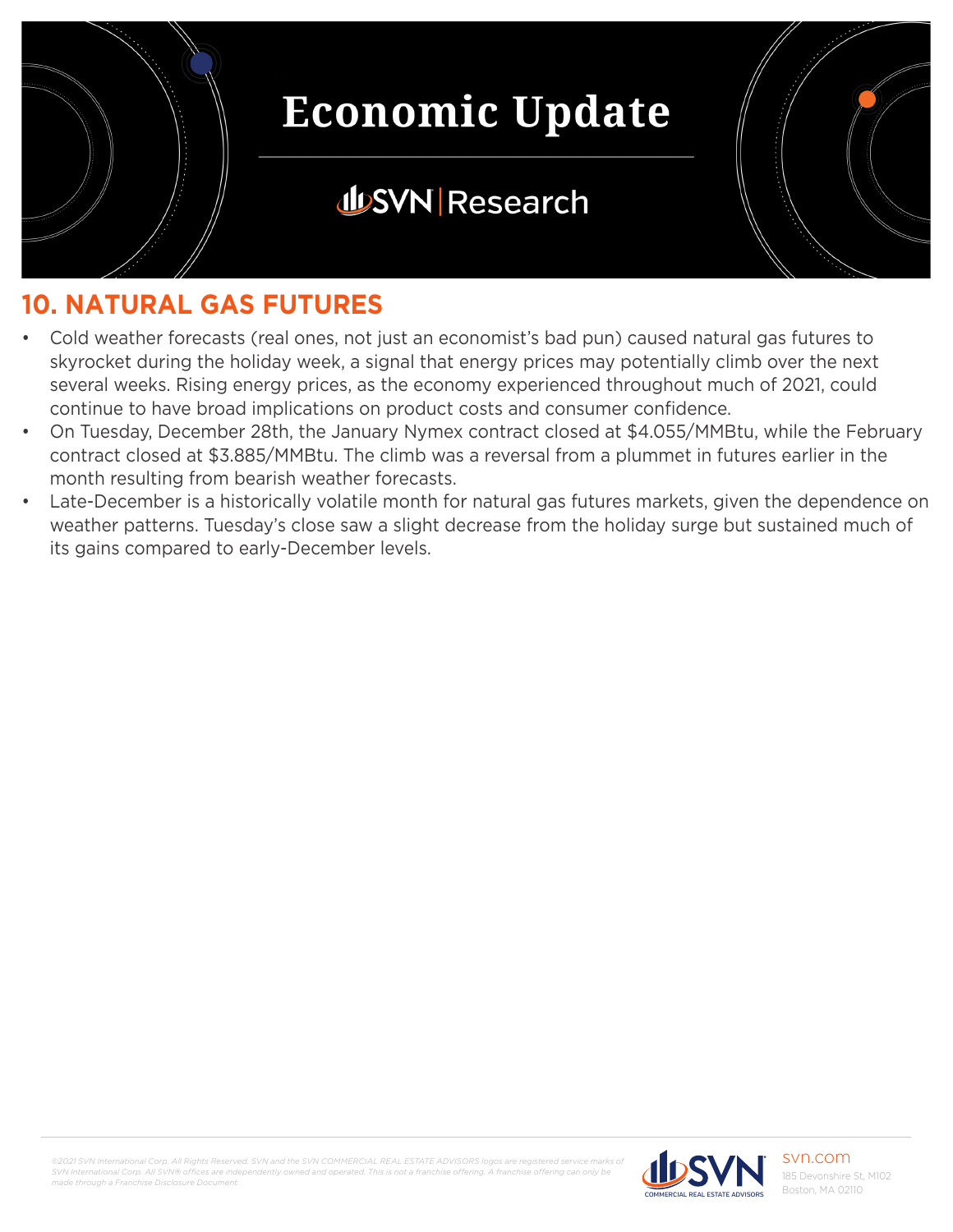## 10. NATURAL GAS FUTURES

- Cold weather forecasts (real ones, not just an economist's bad pun) caused natural gas futures to skyrocket during the holiday week, a signal that energy prices may potentially climb over the next several weeks. Rising energy prices, as the economy experienced throughout much of 2021, could continue to have broad implications on product costs and consumer confidence.
- On Tuesday, December 28th, the January Nymex contract closed at $4.055/MMBtu, while the February contract closed at $3.885/MMBtu. The climb was a reversal from a plummet in futures earlier in the month resulting from bearish weather forecasts.
- Late-December is a historically volatile month for natural gas futures markets, given the dependence on weather patterns. Tuesday's close saw a slight decrease from the holiday surge but sustained much of its gains compared to early-December levels.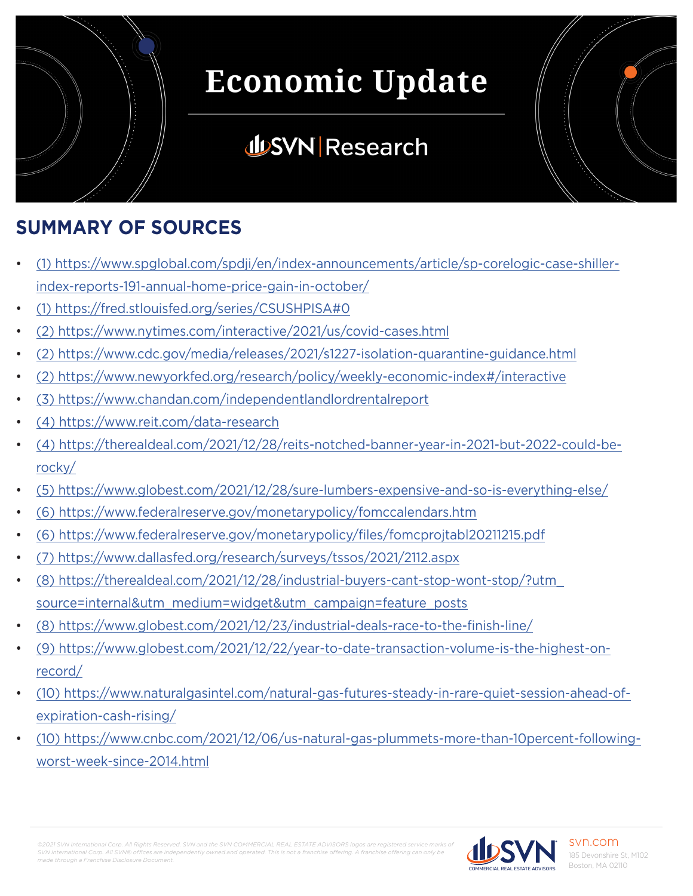# Economic Update

SVN | Research

## SUMMARY OF SOURCES

- (1) https://www.spglobal.com/spdji/en/index-announcements/article/sp-corelogic-case-shiller-index-reports-191-annual-home-price-gain-in-october/
- (1) https://fred.stlouisfed.org/series/CSUSHPISA#0
- (2) https://www.nytimes.com/interactive/2021/us/covid-cases.html
- (2) https://www.cdc.gov/media/releases/2021/s1227-isolation-quarantine-guidance.html
- (2) https://www.newyorkfed.org/research/policy/weekly-economic-index#/interactive
- (3) https://www.chandan.com/independentlandlordrentalreport
- (4) https://www.reit.com/data-research
- (4) https://therealdeal.com/2021/12/28/reits-notched-banner-year-in-2021-but-2022-could-be-rocky/
- (5) https://www.globest.com/2021/12/28/sure-lumbers-expensive-and-so-is-everything-else/
- (6) https://www.federalreserve.gov/monetarypolicy/fomccalendars.htm
- (6) https://www.federalreserve.gov/monetarypolicy/files/fomcprojtabl20211215.pdf
- (7) https://www.dallasfed.org/research/surveys/tssos/2021/2112.aspx
- (8) https://therealdeal.com/2021/12/28/industrial-buyers-cant-stop-wont-stop/?utm_source=internal&utm_medium=widget&utm_campaign=feature_posts
- (8) https://www.globest.com/2021/12/23/industrial-deals-race-to-the-finish-line/
- (9) https://www.globest.com/2021/12/22/year-to-date-transaction-volume-is-the-highest-on-record/
- (10) https://www.naturalgasintel.com/natural-gas-futures-steady-in-rare-quiet-session-ahead-of-expiration-cash-rising/
- (10) https://www.cnbc.com/2021/12/06/us-natural-gas-plummets-more-than-10percent-following-worst-week-since-2014.html

*©2021 SVN International Corp. All Rights Reserved. SVN and the SVN COMMERCIAL REAL ESTATE ADVISORS logos are registered service marks of SVN International Corp. All SVN® offices are independently owned and operated. This is not a franchise offering. A franchise offering can only be made through a Franchise Disclosure Document.*

SVN COMMERCIAL REAL ESTATE ADVISORS

svn.com
185 Devonshire St, M102
Boston, MA 02110